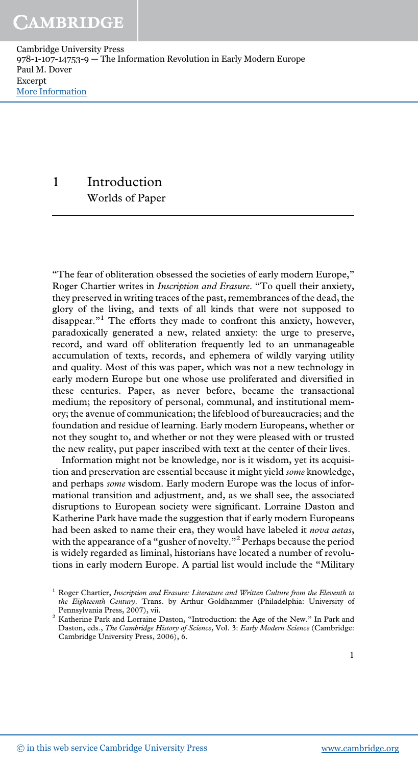# 1 Introduction

## Worlds of Paper

"The fear of obliteration obsessed the societies of early modern Europe," Roger Chartier writes in *Inscription and Erasure*. "To quell their anxiety, they preserved in writing traces of the past, remembrances of the dead, the glory of the living, and texts of all kinds that were not supposed to disappear."[1] The efforts they made to confront this anxiety, however, paradoxically generated a new, related anxiety: the urge to preserve, record, and ward off obliteration frequently led to an unmanageable accumulation of texts, records, and ephemera of wildly varying utility and quality. Most of this was paper, which was not a new technology in early modern Europe but one whose use proliferated and diversified in these centuries. Paper, as never before, became the transactional medium; the repository of personal, communal, and institutional memory; the avenue of communication; the lifeblood of bureaucracies; and the foundation and residue of learning. Early modern Europeans, whether or not they sought to, and whether or not they were pleased with or trusted the new reality, put paper inscribed with text at the center of their lives.

Information might not be knowledge, nor is it wisdom, yet its acquisition and preservation are essential because it might yield *some* knowledge, and perhaps *some* wisdom. Early modern Europe was the locus of informational transition and adjustment, and, as we shall see, the associated disruptions to European society were significant. Lorraine Daston and Katherine Park have made the suggestion that if early modern Europeans had been asked to name their era, they would have labeled it *nova aetas*, with the appearance of a "gusher of novelty."[2] Perhaps because the period is widely regarded as liminal, historians have located a number of revolutions in early modern Europe. A partial list would include the "Military

---

[1] Roger Chartier, *Inscription and Erasure: Literature and Written Culture from the Eleventh to the Eighteenth Century*. Trans. by Arthur Goldhammer (Philadelphia: University of Pennsylvania Press, 2007), vii.

[2] Katherine Park and Lorraine Daston, "Introduction: the Age of the New." In Park and Daston, eds., *The Cambridge History of Science*, Vol. 3: *Early Modern Science* (Cambridge: Cambridge University Press, 2006), 6.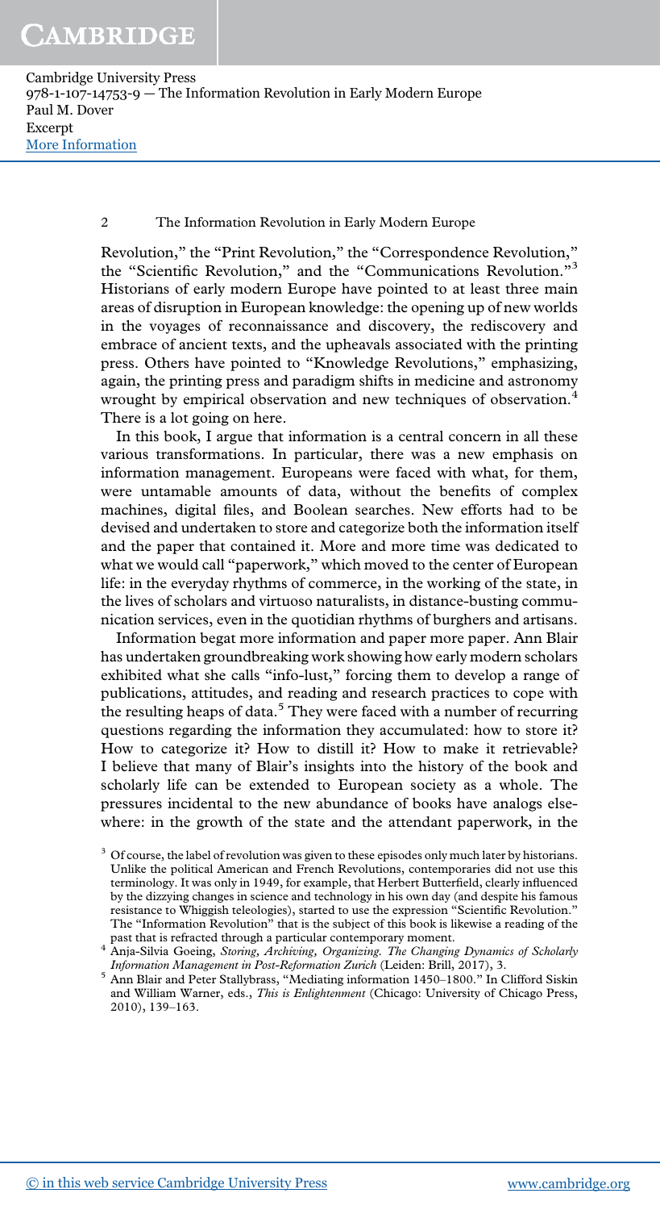Revolution," the "Print Revolution," the "Correspondence Revolution," the "Scientific Revolution," and the "Communications Revolution."[3] Historians of early modern Europe have pointed to at least three main areas of disruption in European knowledge: the opening up of new worlds in the voyages of reconnaissance and discovery, the rediscovery and embrace of ancient texts, and the upheavals associated with the printing press. Others have pointed to "Knowledge Revolutions," emphasizing, again, the printing press and paradigm shifts in medicine and astronomy wrought by empirical observation and new techniques of observation.[4] There is a lot going on here.

In this book, I argue that information is a central concern in all these various transformations. In particular, there was a new emphasis on information management. Europeans were faced with what, for them, were untamable amounts of data, without the benefits of complex machines, digital files, and Boolean searches. New efforts had to be devised and undertaken to store and categorize both the information itself and the paper that contained it. More and more time was dedicated to what we would call "paperwork," which moved to the center of European life: in the everyday rhythms of commerce, in the working of the state, in the lives of scholars and virtuoso naturalists, in distance-busting communication services, even in the quotidian rhythms of burghers and artisans.

Information begat more information and paper more paper. Ann Blair has undertaken groundbreaking work showing how early modern scholars exhibited what she calls "info-lust," forcing them to develop a range of publications, attitudes, and reading and research practices to cope with the resulting heaps of data.[5] They were faced with a number of recurring questions regarding the information they accumulated: how to store it? How to categorize it? How to distill it? How to make it retrievable? I believe that many of Blair's insights into the history of the book and scholarly life can be extended to European society as a whole. The pressures incidental to the new abundance of books have analogs elsewhere: in the growth of the state and the attendant paperwork, in the

[3] Of course, the label of revolution was given to these episodes only much later by historians. Unlike the political American and French Revolutions, contemporaries did not use this terminology. It was only in 1949, for example, that Herbert Butterfield, clearly influenced by the dizzying changes in science and technology in his own day (and despite his famous resistance to Whiggish teleologies), started to use the expression "Scientific Revolution." The "Information Revolution" that is the subject of this book is likewise a reading of the past that is refracted through a particular contemporary moment.

[4] Anja-Silvia Goeing, *Storing, Archiving, Organizing. The Changing Dynamics of Scholarly Information Management in Post-Reformation Zurich* (Leiden: Brill, 2017), 3.

[5] Ann Blair and Peter Stallybrass, "Mediating information 1450–1800." In Clifford Siskin and William Warner, eds., *This is Enlightenment* (Chicago: University of Chicago Press, 2010), 139–163.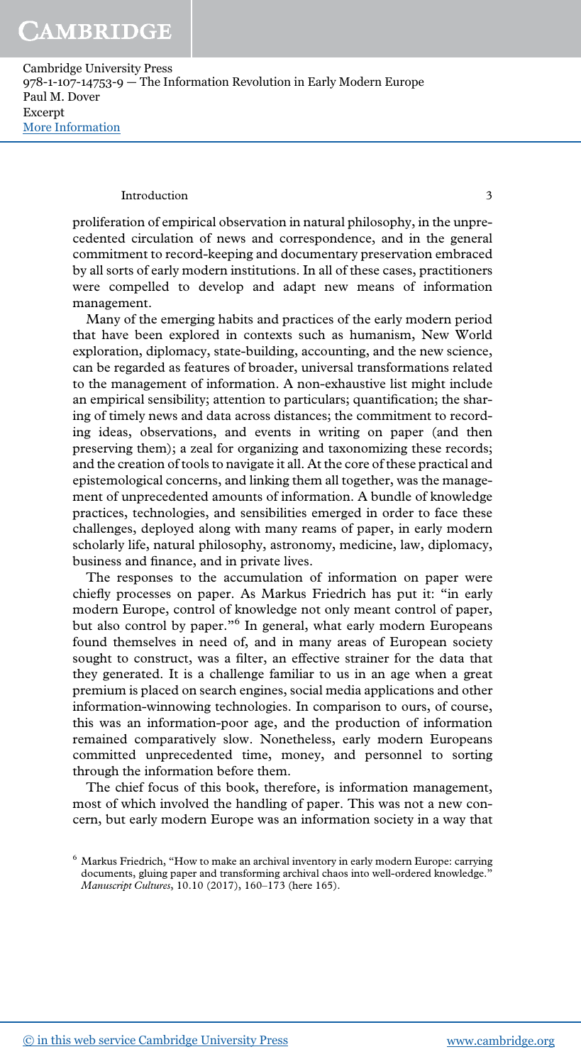proliferation of empirical observation in natural philosophy, in the unprecedented circulation of news and correspondence, and in the general commitment to record-keeping and documentary preservation embraced by all sorts of early modern institutions. In all of these cases, practitioners were compelled to develop and adapt new means of information management.

Many of the emerging habits and practices of the early modern period that have been explored in contexts such as humanism, New World exploration, diplomacy, state-building, accounting, and the new science, can be regarded as features of broader, universal transformations related to the management of information. A non-exhaustive list might include an empirical sensibility; attention to particulars; quantification; the sharing of timely news and data across distances; the commitment to recording ideas, observations, and events in writing on paper (and then preserving them); a zeal for organizing and taxonomizing these records; and the creation of tools to navigate it all. At the core of these practical and epistemological concerns, and linking them all together, was the management of unprecedented amounts of information. A bundle of knowledge practices, technologies, and sensibilities emerged in order to face these challenges, deployed along with many reams of paper, in early modern scholarly life, natural philosophy, astronomy, medicine, law, diplomacy, business and finance, and in private lives.

The responses to the accumulation of information on paper were chiefly processes on paper. As Markus Friedrich has put it: "in early modern Europe, control of knowledge not only meant control of paper, but also control by paper."[6] In general, what early modern Europeans found themselves in need of, and in many areas of European society sought to construct, was a filter, an effective strainer for the data that they generated. It is a challenge familiar to us in an age when a great premium is placed on search engines, social media applications and other information-winnowing technologies. In comparison to ours, of course, this was an information-poor age, and the production of information remained comparatively slow. Nonetheless, early modern Europeans committed unprecedented time, money, and personnel to sorting through the information before them.

The chief focus of this book, therefore, is information management, most of which involved the handling of paper. This was not a new concern, but early modern Europe was an information society in a way that

[6] Markus Friedrich, "How to make an archival inventory in early modern Europe: carrying documents, gluing paper and transforming archival chaos into well-ordered knowledge." *Manuscript Cultures*, 10.10 (2017), 160–173 (here 165).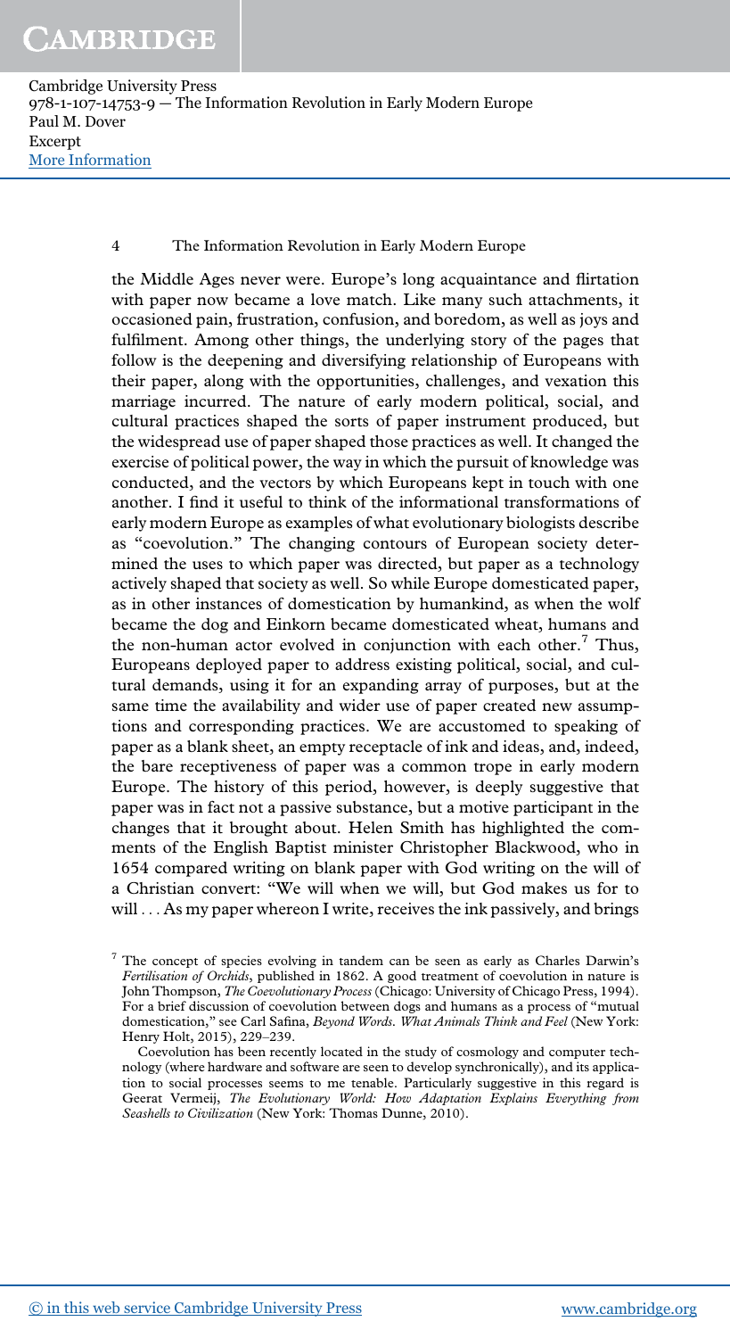the Middle Ages never were. Europe's long acquaintance and flirtation with paper now became a love match. Like many such attachments, it occasioned pain, frustration, confusion, and boredom, as well as joys and fulfilment. Among other things, the underlying story of the pages that follow is the deepening and diversifying relationship of Europeans with their paper, along with the opportunities, challenges, and vexation this marriage incurred. The nature of early modern political, social, and cultural practices shaped the sorts of paper instrument produced, but the widespread use of paper shaped those practices as well. It changed the exercise of political power, the way in which the pursuit of knowledge was conducted, and the vectors by which Europeans kept in touch with one another. I find it useful to think of the informational transformations of early modern Europe as examples of what evolutionary biologists describe as "coevolution." The changing contours of European society determined the uses to which paper was directed, but paper as a technology actively shaped that society as well. So while Europe domesticated paper, as in other instances of domestication by humankind, as when the wolf became the dog and Einkorn became domesticated wheat, humans and the non-human actor evolved in conjunction with each other.[7] Thus, Europeans deployed paper to address existing political, social, and cultural demands, using it for an expanding array of purposes, but at the same time the availability and wider use of paper created new assumptions and corresponding practices. We are accustomed to speaking of paper as a blank sheet, an empty receptacle of ink and ideas, and, indeed, the bare receptiveness of paper was a common trope in early modern Europe. The history of this period, however, is deeply suggestive that paper was in fact not a passive substance, but a motive participant in the changes that it brought about. Helen Smith has highlighted the comments of the English Baptist minister Christopher Blackwood, who in 1654 compared writing on blank paper with God writing on the will of a Christian convert: "We will when we will, but God makes us for to will . . . As my paper whereon I write, receives the ink passively, and brings

[7] The concept of species evolving in tandem can be seen as early as Charles Darwin's *Fertilisation of Orchids*, published in 1862. A good treatment of coevolution in nature is John Thompson, *The Coevolutionary Process* (Chicago: University of Chicago Press, 1994). For a brief discussion of coevolution between dogs and humans as a process of "mutual domestication," see Carl Safina, *Beyond Words. What Animals Think and Feel* (New York: Henry Holt, 2015), 229–239.

Coevolution has been recently located in the study of cosmology and computer technology (where hardware and software are seen to develop synchronically), and its application to social processes seems to me tenable. Particularly suggestive in this regard is Geerat Vermeij, *The Evolutionary World: How Adaptation Explains Everything from Seashells to Civilization* (New York: Thomas Dunne, 2010).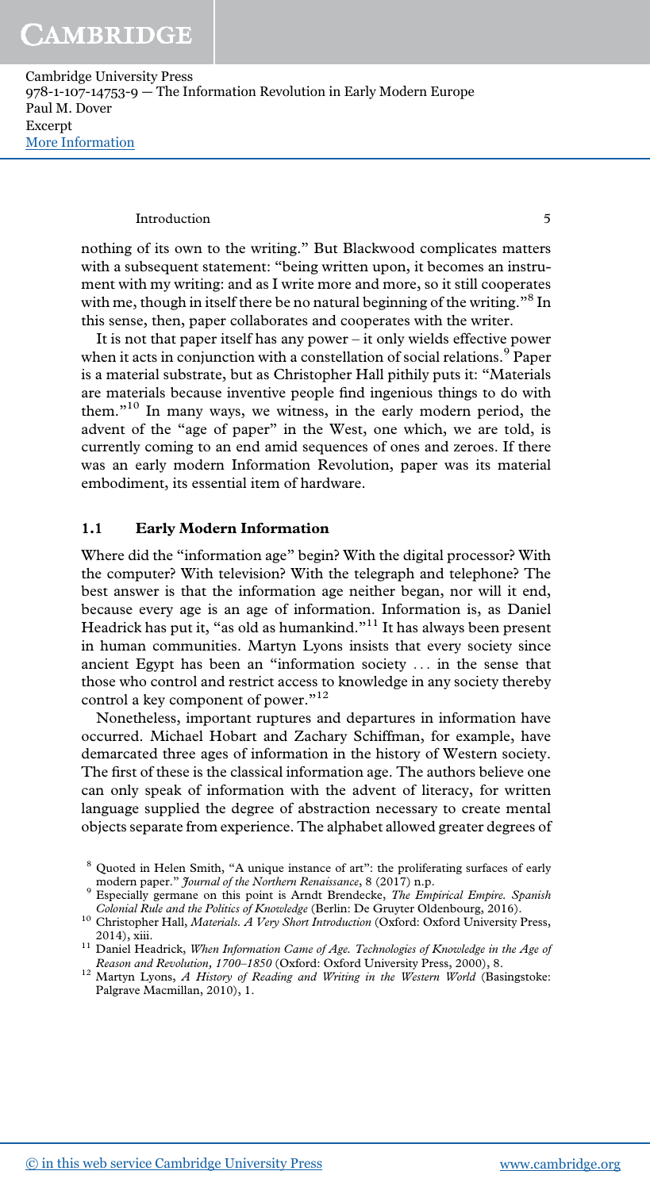nothing of its own to the writing." But Blackwood complicates matters with a subsequent statement: "being written upon, it becomes an instrument with my writing: and as I write more and more, so it still cooperates with me, though in itself there be no natural beginning of the writing."[8] In this sense, then, paper collaborates and cooperates with the writer.

It is not that paper itself has any power – it only wields effective power when it acts in conjunction with a constellation of social relations.[9] Paper is a material substrate, but as Christopher Hall pithily puts it: "Materials are materials because inventive people find ingenious things to do with them."[10] In many ways, we witness, in the early modern period, the advent of the "age of paper" in the West, one which, we are told, is currently coming to an end amid sequences of ones and zeroes. If there was an early modern Information Revolution, paper was its material embodiment, its essential item of hardware.

## 1.1 Early Modern Information

Where did the "information age" begin? With the digital processor? With the computer? With television? With the telegraph and telephone? The best answer is that the information age neither began, nor will it end, because every age is an age of information. Information is, as Daniel Headrick has put it, "as old as humankind."[11] It has always been present in human communities. Martyn Lyons insists that every society since ancient Egypt has been an "information society ... in the sense that those who control and restrict access to knowledge in any society thereby control a key component of power."[12]

Nonetheless, important ruptures and departures in information have occurred. Michael Hobart and Zachary Schiffman, for example, have demarcated three ages of information in the history of Western society. The first of these is the classical information age. The authors believe one can only speak of information with the advent of literacy, for written language supplied the degree of abstraction necessary to create mental objects separate from experience. The alphabet allowed greater degrees of

[8] Quoted in Helen Smith, "A unique instance of art": the proliferating surfaces of early modern paper." *Journal of the Northern Renaissance*, 8 (2017) n.p.

[9] Especially germane on this point is Arndt Brendecke, *The Empirical Empire. Spanish Colonial Rule and the Politics of Knowledge* (Berlin: De Gruyter Oldenbourg, 2016).

[10] Christopher Hall, *Materials. A Very Short Introduction* (Oxford: Oxford University Press, 2014), xiii.

[11] Daniel Headrick, *When Information Came of Age. Technologies of Knowledge in the Age of Reason and Revolution, 1700–1850* (Oxford: Oxford University Press, 2000), 8.

[12] Martyn Lyons, *A History of Reading and Writing in the Western World* (Basingstoke: Palgrave Macmillan, 2010), 1.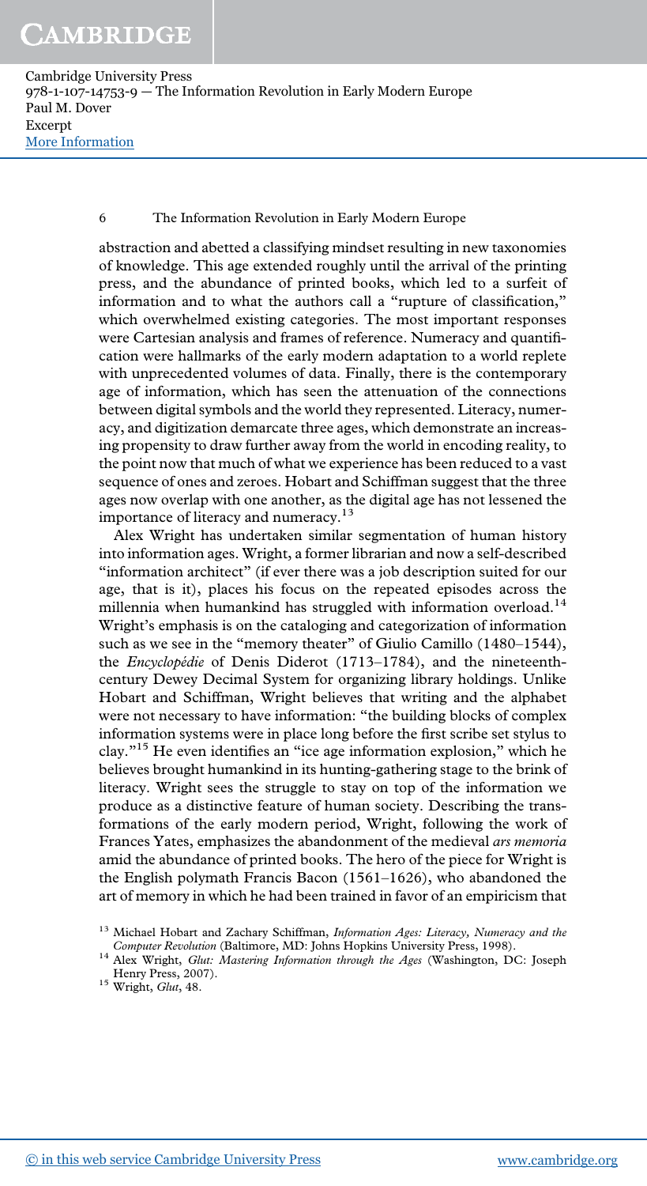abstraction and abetted a classifying mindset resulting in new taxonomies of knowledge. This age extended roughly until the arrival of the printing press, and the abundance of printed books, which led to a surfeit of information and to what the authors call a "rupture of classification," which overwhelmed existing categories. The most important responses were Cartesian analysis and frames of reference. Numeracy and quantification were hallmarks of the early modern adaptation to a world replete with unprecedented volumes of data. Finally, there is the contemporary age of information, which has seen the attenuation of the connections between digital symbols and the world they represented. Literacy, numeracy, and digitization demarcate three ages, which demonstrate an increasing propensity to draw further away from the world in encoding reality, to the point now that much of what we experience has been reduced to a vast sequence of ones and zeroes. Hobart and Schiffman suggest that the three ages now overlap with one another, as the digital age has not lessened the importance of literacy and numeracy.[13]

Alex Wright has undertaken similar segmentation of human history into information ages. Wright, a former librarian and now a self-described "information architect" (if ever there was a job description suited for our age, that is it), places his focus on the repeated episodes across the millennia when humankind has struggled with information overload.[14] Wright's emphasis is on the cataloging and categorization of information such as we see in the "memory theater" of Giulio Camillo (1480–1544), the *Encyclopédie* of Denis Diderot (1713–1784), and the nineteenth-century Dewey Decimal System for organizing library holdings. Unlike Hobart and Schiffman, Wright believes that writing and the alphabet were not necessary to have information: "the building blocks of complex information systems were in place long before the first scribe set stylus to clay."[15] He even identifies an "ice age information explosion," which he believes brought humankind in its hunting-gathering stage to the brink of literacy. Wright sees the struggle to stay on top of the information we produce as a distinctive feature of human society. Describing the transformations of the early modern period, Wright, following the work of Frances Yates, emphasizes the abandonment of the medieval *ars memoria* amid the abundance of printed books. The hero of the piece for Wright is the English polymath Francis Bacon (1561–1626), who abandoned the art of memory in which he had been trained in favor of an empiricism that

[13] Michael Hobart and Zachary Schiffman, *Information Ages: Literacy, Numeracy and the Computer Revolution* (Baltimore, MD: Johns Hopkins University Press, 1998).

[14] Alex Wright, *Glut: Mastering Information through the Ages* (Washington, DC: Joseph Henry Press, 2007).

[15] Wright, *Glut*, 48.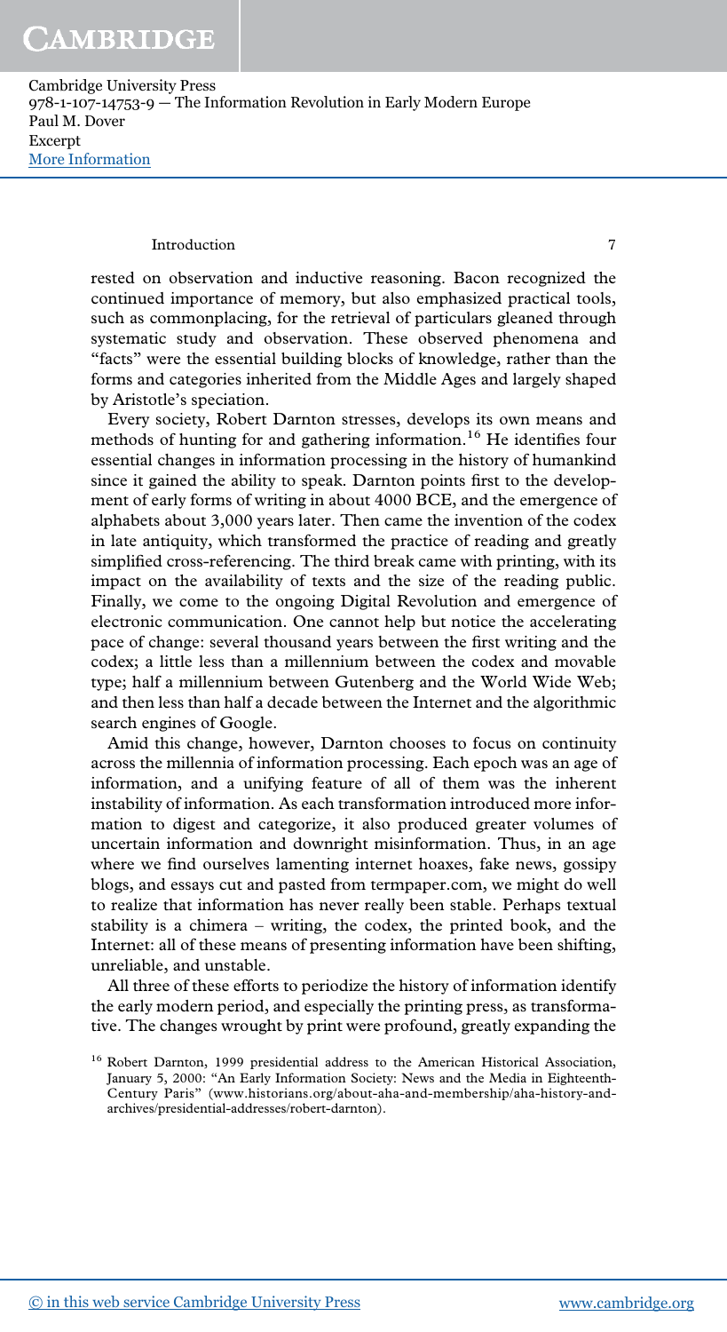rested on observation and inductive reasoning. Bacon recognized the continued importance of memory, but also emphasized practical tools, such as commonplacing, for the retrieval of particulars gleaned through systematic study and observation. These observed phenomena and "facts" were the essential building blocks of knowledge, rather than the forms and categories inherited from the Middle Ages and largely shaped by Aristotle's speciation.

Every society, Robert Darnton stresses, develops its own means and methods of hunting for and gathering information.[16] He identifies four essential changes in information processing in the history of humankind since it gained the ability to speak. Darnton points first to the development of early forms of writing in about 4000 BCE, and the emergence of alphabets about 3,000 years later. Then came the invention of the codex in late antiquity, which transformed the practice of reading and greatly simplified cross-referencing. The third break came with printing, with its impact on the availability of texts and the size of the reading public. Finally, we come to the ongoing Digital Revolution and emergence of electronic communication. One cannot help but notice the accelerating pace of change: several thousand years between the first writing and the codex; a little less than a millennium between the codex and movable type; half a millennium between Gutenberg and the World Wide Web; and then less than half a decade between the Internet and the algorithmic search engines of Google.

Amid this change, however, Darnton chooses to focus on continuity across the millennia of information processing. Each epoch was an age of information, and a unifying feature of all of them was the inherent instability of information. As each transformation introduced more information to digest and categorize, it also produced greater volumes of uncertain information and downright misinformation. Thus, in an age where we find ourselves lamenting internet hoaxes, fake news, gossipy blogs, and essays cut and pasted from termpaper.com, we might do well to realize that information has never really been stable. Perhaps textual stability is a chimera – writing, the codex, the printed book, and the Internet: all of these means of presenting information have been shifting, unreliable, and unstable.

All three of these efforts to periodize the history of information identify the early modern period, and especially the printing press, as transformative. The changes wrought by print were profound, greatly expanding the

[16] Robert Darnton, 1999 presidential address to the American Historical Association, January 5, 2000: "An Early Information Society: News and the Media in Eighteenth-Century Paris" (www.historians.org/about-aha-and-membership/aha-history-and-archives/presidential-addresses/robert-darnton).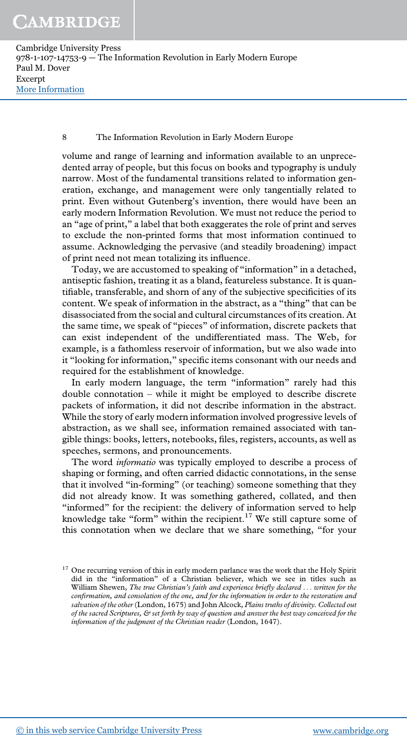volume and range of learning and information available to an unprecedented array of people, but this focus on books and typography is unduly narrow. Most of the fundamental transitions related to information generation, exchange, and management were only tangentially related to print. Even without Gutenberg's invention, there would have been an early modern Information Revolution. We must not reduce the period to an "age of print," a label that both exaggerates the role of print and serves to exclude the non-printed forms that most information continued to assume. Acknowledging the pervasive (and steadily broadening) impact of print need not mean totalizing its influence.

Today, we are accustomed to speaking of "information" in a detached, antiseptic fashion, treating it as a bland, featureless substance. It is quantifiable, transferable, and shorn of any of the subjective specificities of its content. We speak of information in the abstract, as a "thing" that can be disassociated from the social and cultural circumstances of its creation. At the same time, we speak of "pieces" of information, discrete packets that can exist independent of the undifferentiated mass. The Web, for example, is a fathomless reservoir of information, but we also wade into it "looking for information," specific items consonant with our needs and required for the establishment of knowledge.

In early modern language, the term "information" rarely had this double connotation – while it might be employed to describe discrete packets of information, it did not describe information in the abstract. While the story of early modern information involved progressive levels of abstraction, as we shall see, information remained associated with tangible things: books, letters, notebooks, files, registers, accounts, as well as speeches, sermons, and pronouncements.

The word *informatio* was typically employed to describe a process of shaping or forming, and often carried didactic connotations, in the sense that it involved "in-forming" (or teaching) someone something that they did not already know. It was something gathered, collated, and then "informed" for the recipient: the delivery of information served to help knowledge take "form" within the recipient.[17] We still capture some of this connotation when we declare that we share something, "for your

[17] One recurring version of this in early modern parlance was the work that the Holy Spirit did in the "information" of a Christian believer, which we see in titles such as William Shewen, *The true Christian's faith and experience briefly declared . . . written for the confirmation, and consolation of the one, and for the information in order to the restoration and salvation of the other* (London, 1675) and John Alcock, *Plains truths of divinity. Collected out of the sacred Scriptures, & set forth by way of question and answer the best way conceived for the information of the judgment of the Christian reader* (London, 1647).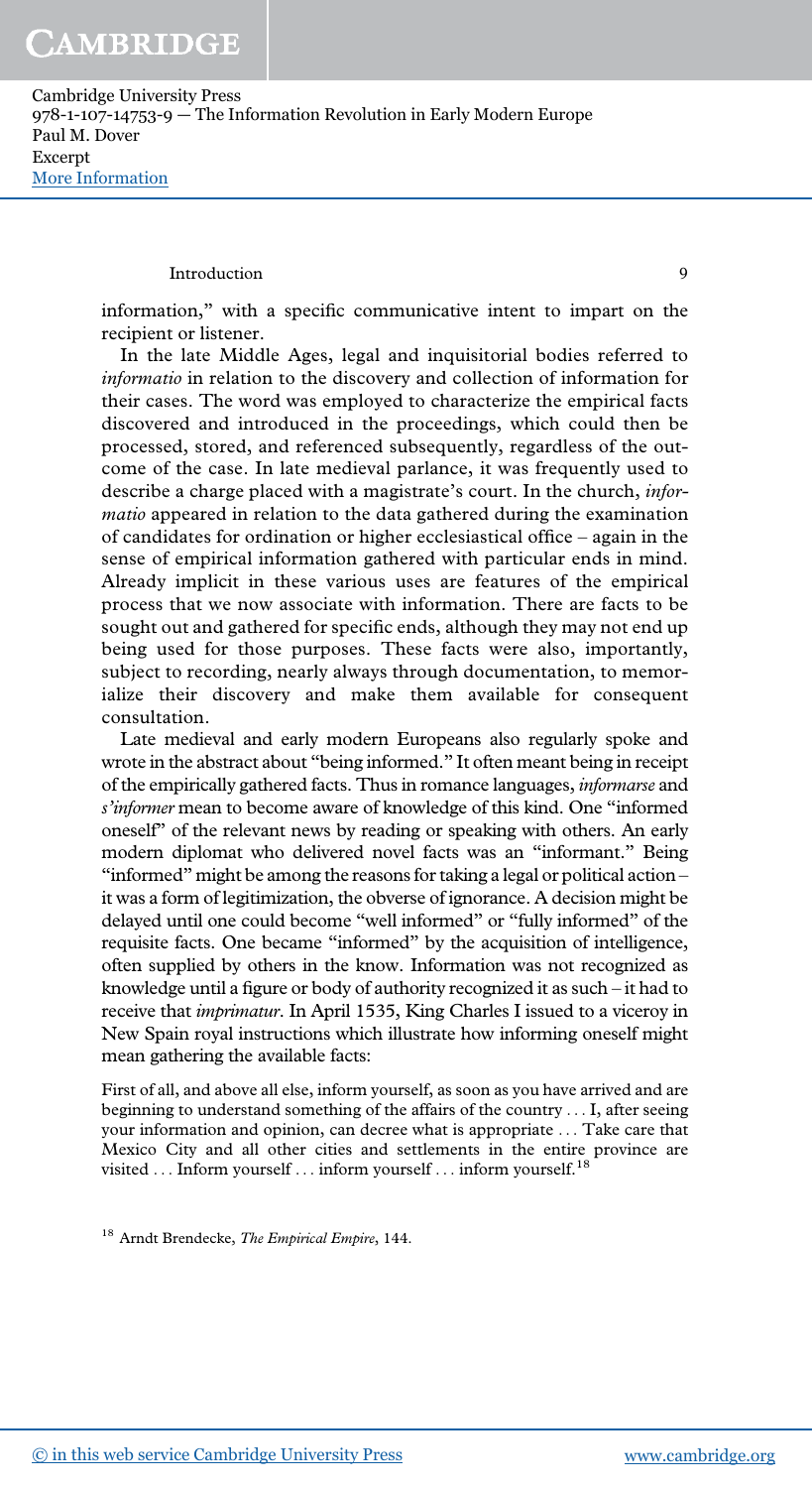information," with a specific communicative intent to impart on the recipient or listener.

In the late Middle Ages, legal and inquisitorial bodies referred to *informatio* in relation to the discovery and collection of information for their cases. The word was employed to characterize the empirical facts discovered and introduced in the proceedings, which could then be processed, stored, and referenced subsequently, regardless of the outcome of the case. In late medieval parlance, it was frequently used to describe a charge placed with a magistrate's court. In the church, *informatio* appeared in relation to the data gathered during the examination of candidates for ordination or higher ecclesiastical office – again in the sense of empirical information gathered with particular ends in mind. Already implicit in these various uses are features of the empirical process that we now associate with information. There are facts to be sought out and gathered for specific ends, although they may not end up being used for those purposes. These facts were also, importantly, subject to recording, nearly always through documentation, to memorialize their discovery and make them available for consequent consultation.

Late medieval and early modern Europeans also regularly spoke and wrote in the abstract about "being informed." It often meant being in receipt of the empirically gathered facts. Thus in romance languages, *informarse* and *s'informer* mean to become aware of knowledge of this kind. One "informed oneself" of the relevant news by reading or speaking with others. An early modern diplomat who delivered novel facts was an "informant." Being "informed" might be among the reasons for taking a legal or political action – it was a form of legitimization, the obverse of ignorance. A decision might be delayed until one could become "well informed" or "fully informed" of the requisite facts. One became "informed" by the acquisition of intelligence, often supplied by others in the know. Information was not recognized as knowledge until a figure or body of authority recognized it as such – it had to receive that *imprimatur*. In April 1535, King Charles I issued to a viceroy in New Spain royal instructions which illustrate how informing oneself might mean gathering the available facts:

> First of all, and above all else, inform yourself, as soon as you have arrived and are beginning to understand something of the affairs of the country . . . I, after seeing your information and opinion, can decree what is appropriate . . . Take care that Mexico City and all other cities and settlements in the entire province are visited . . . Inform yourself . . . inform yourself . . . inform yourself.[18]

[18] Arndt Brendecke, *The Empirical Empire*, 144.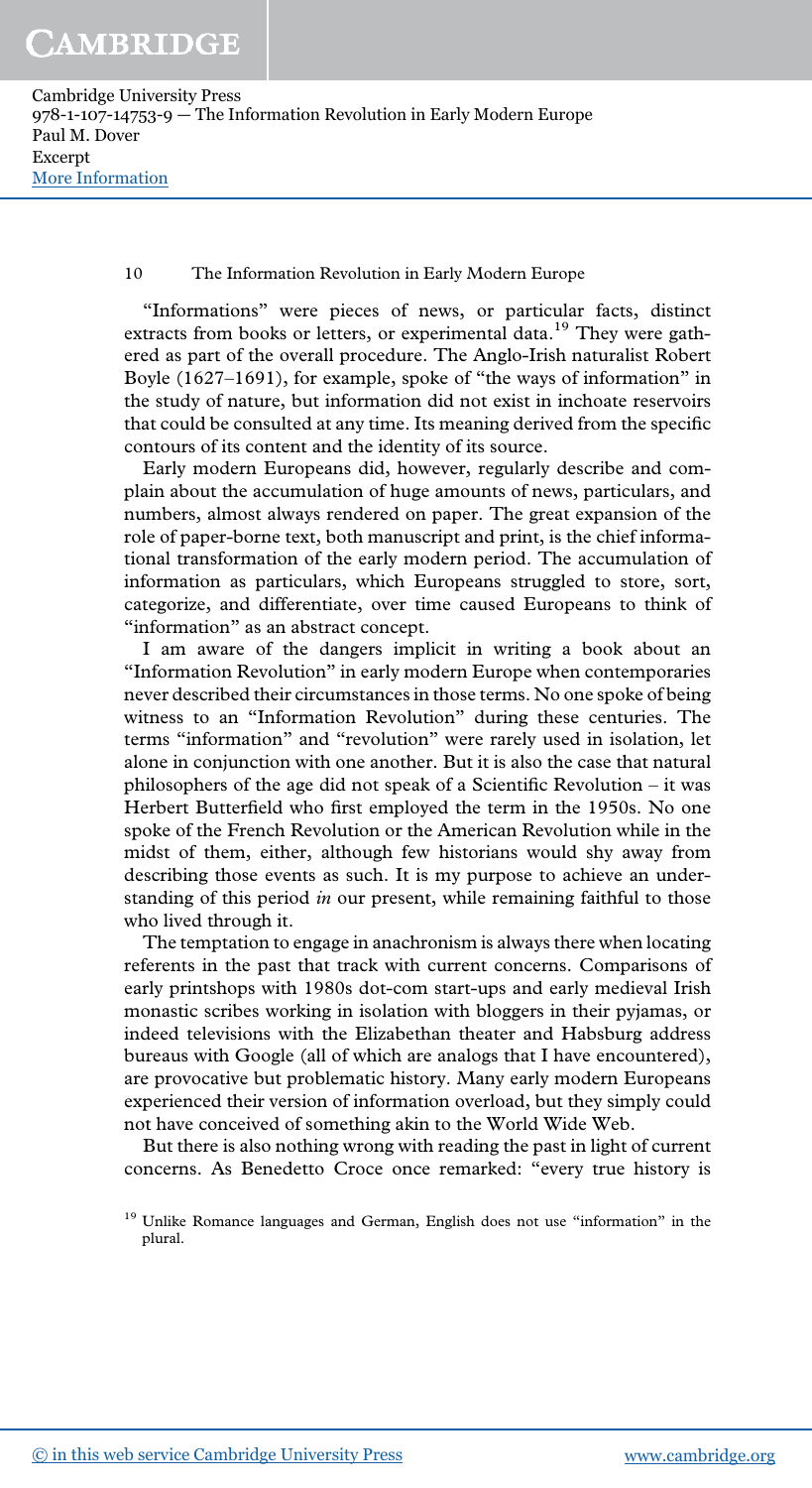"Informations" were pieces of news, or particular facts, distinct extracts from books or letters, or experimental data.[19] They were gathered as part of the overall procedure. The Anglo-Irish naturalist Robert Boyle (1627–1691), for example, spoke of "the ways of information" in the study of nature, but information did not exist in inchoate reservoirs that could be consulted at any time. Its meaning derived from the specific contours of its content and the identity of its source.

Early modern Europeans did, however, regularly describe and complain about the accumulation of huge amounts of news, particulars, and numbers, almost always rendered on paper. The great expansion of the role of paper-borne text, both manuscript and print, is the chief informational transformation of the early modern period. The accumulation of information as particulars, which Europeans struggled to store, sort, categorize, and differentiate, over time caused Europeans to think of "information" as an abstract concept.

I am aware of the dangers implicit in writing a book about an "Information Revolution" in early modern Europe when contemporaries never described their circumstances in those terms. No one spoke of being witness to an "Information Revolution" during these centuries. The terms "information" and "revolution" were rarely used in isolation, let alone in conjunction with one another. But it is also the case that natural philosophers of the age did not speak of a Scientific Revolution – it was Herbert Butterfield who first employed the term in the 1950s. No one spoke of the French Revolution or the American Revolution while in the midst of them, either, although few historians would shy away from describing those events as such. It is my purpose to achieve an understanding of this period *in* our present, while remaining faithful to those who lived through it.

The temptation to engage in anachronism is always there when locating referents in the past that track with current concerns. Comparisons of early printshops with 1980s dot-com start-ups and early medieval Irish monastic scribes working in isolation with bloggers in their pyjamas, or indeed televisions with the Elizabethan theater and Habsburg address bureaus with Google (all of which are analogs that I have encountered), are provocative but problematic history. Many early modern Europeans experienced their version of information overload, but they simply could not have conceived of something akin to the World Wide Web.

But there is also nothing wrong with reading the past in light of current concerns. As Benedetto Croce once remarked: "every true history is

[19] Unlike Romance languages and German, English does not use "information" in the plural.